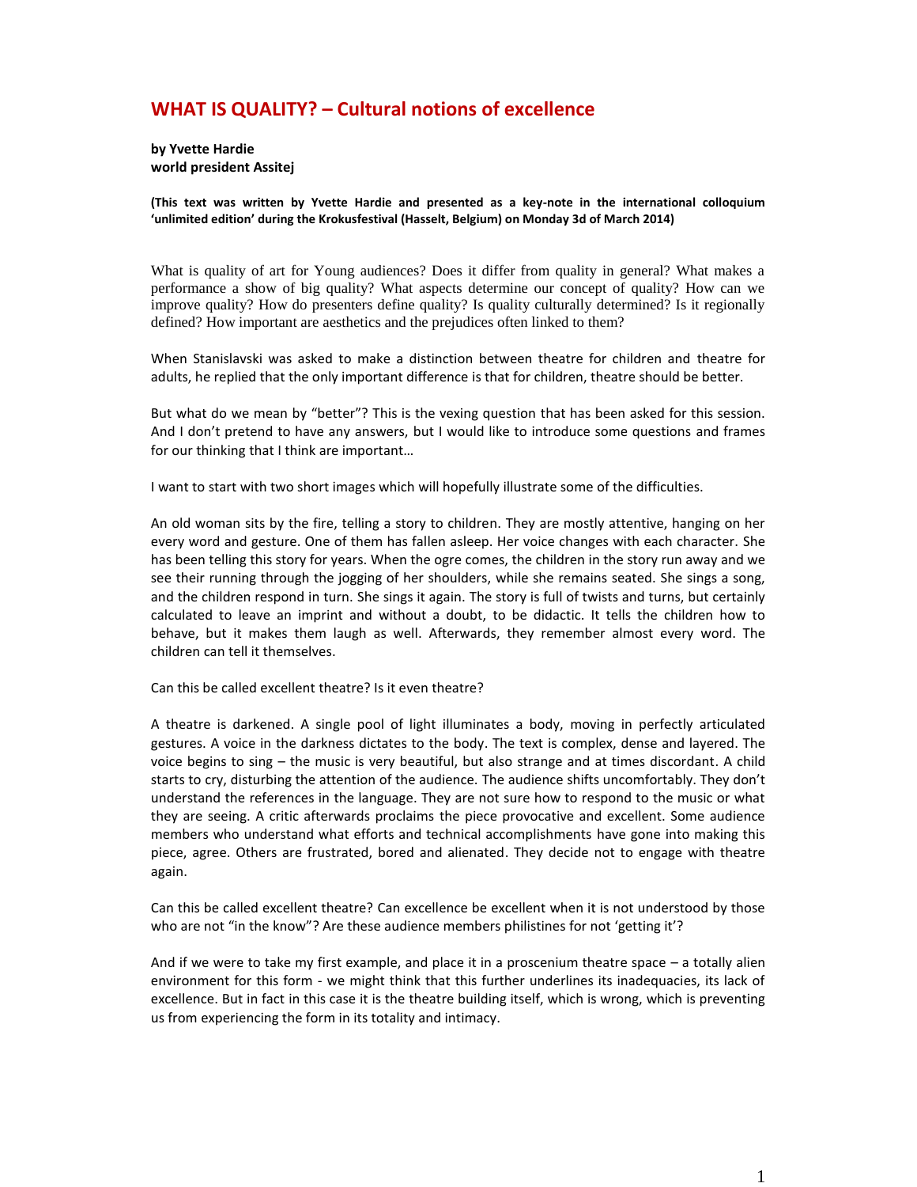# WHAT IS QUALITY? – Cultural notions of excellence

**by Yvette Hardie**
**world president Assitej**

**(This text was written by Yvette Hardie and presented as a key-note in the international colloquium 'unlimited edition' during the Krokusfestival (Hasselt, Belgium) on Monday 3d of March 2014)**

What is quality of art for Young audiences? Does it differ from quality in general? What makes a performance a show of big quality? What aspects determine our concept of quality? How can we improve quality? How do presenters define quality? Is quality culturally determined? Is it regionally defined? How important are aesthetics and the prejudices often linked to them?

When Stanislavski was asked to make a distinction between theatre for children and theatre for adults, he replied that the only important difference is that for children, theatre should be better.

But what do we mean by "better"? This is the vexing question that has been asked for this session. And I don't pretend to have any answers, but I would like to introduce some questions and frames for our thinking that I think are important…

I want to start with two short images which will hopefully illustrate some of the difficulties.

An old woman sits by the fire, telling a story to children. They are mostly attentive, hanging on her every word and gesture. One of them has fallen asleep. Her voice changes with each character. She has been telling this story for years. When the ogre comes, the children in the story run away and we see their running through the jogging of her shoulders, while she remains seated. She sings a song, and the children respond in turn. She sings it again. The story is full of twists and turns, but certainly calculated to leave an imprint and without a doubt, to be didactic. It tells the children how to behave, but it makes them laugh as well. Afterwards, they remember almost every word. The children can tell it themselves.

Can this be called excellent theatre? Is it even theatre?

A theatre is darkened. A single pool of light illuminates a body, moving in perfectly articulated gestures. A voice in the darkness dictates to the body. The text is complex, dense and layered. The voice begins to sing – the music is very beautiful, but also strange and at times discordant. A child starts to cry, disturbing the attention of the audience. The audience shifts uncomfortably. They don't understand the references in the language. They are not sure how to respond to the music or what they are seeing. A critic afterwards proclaims the piece provocative and excellent. Some audience members who understand what efforts and technical accomplishments have gone into making this piece, agree. Others are frustrated, bored and alienated. They decide not to engage with theatre again.

Can this be called excellent theatre? Can excellence be excellent when it is not understood by those who are not "in the know"? Are these audience members philistines for not 'getting it'?

And if we were to take my first example, and place it in a proscenium theatre space – a totally alien environment for this form - we might think that this further underlines its inadequacies, its lack of excellence. But in fact in this case it is the theatre building itself, which is wrong, which is preventing us from experiencing the form in its totality and intimacy.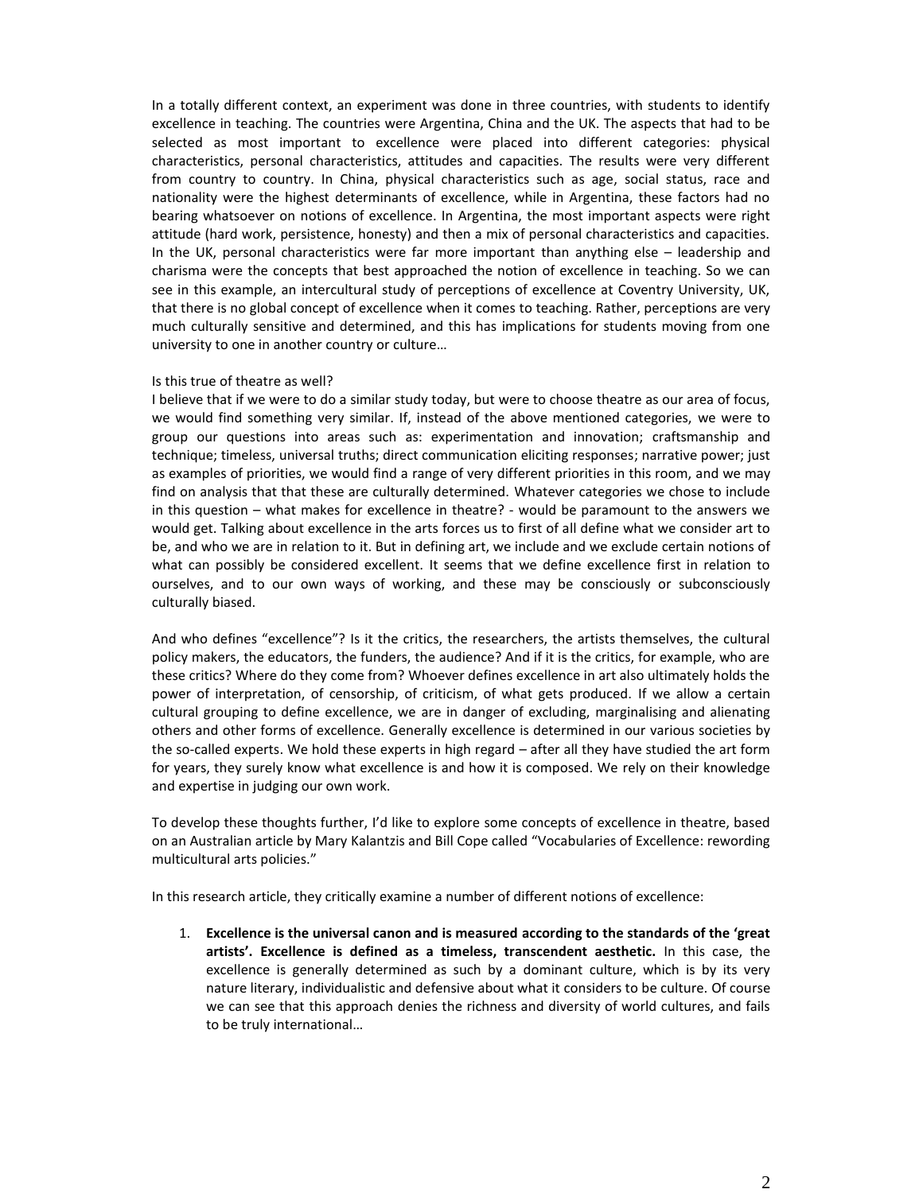In a totally different context, an experiment was done in three countries, with students to identify excellence in teaching. The countries were Argentina, China and the UK. The aspects that had to be selected as most important to excellence were placed into different categories: physical characteristics, personal characteristics, attitudes and capacities. The results were very different from country to country. In China, physical characteristics such as age, social status, race and nationality were the highest determinants of excellence, while in Argentina, these factors had no bearing whatsoever on notions of excellence. In Argentina, the most important aspects were right attitude (hard work, persistence, honesty) and then a mix of personal characteristics and capacities. In the UK, personal characteristics were far more important than anything else – leadership and charisma were the concepts that best approached the notion of excellence in teaching. So we can see in this example, an intercultural study of perceptions of excellence at Coventry University, UK, that there is no global concept of excellence when it comes to teaching. Rather, perceptions are very much culturally sensitive and determined, and this has implications for students moving from one university to one in another country or culture…

Is this true of theatre as well?
I believe that if we were to do a similar study today, but were to choose theatre as our area of focus, we would find something very similar. If, instead of the above mentioned categories, we were to group our questions into areas such as: experimentation and innovation; craftsmanship and technique; timeless, universal truths; direct communication eliciting responses; narrative power; just as examples of priorities, we would find a range of very different priorities in this room, and we may find on analysis that that these are culturally determined. Whatever categories we chose to include in this question – what makes for excellence in theatre? - would be paramount to the answers we would get. Talking about excellence in the arts forces us to first of all define what we consider art to be, and who we are in relation to it. But in defining art, we include and we exclude certain notions of what can possibly be considered excellent. It seems that we define excellence first in relation to ourselves, and to our own ways of working, and these may be consciously or subconsciously culturally biased.

And who defines "excellence"? Is it the critics, the researchers, the artists themselves, the cultural policy makers, the educators, the funders, the audience? And if it is the critics, for example, who are these critics? Where do they come from? Whoever defines excellence in art also ultimately holds the power of interpretation, of censorship, of criticism, of what gets produced. If we allow a certain cultural grouping to define excellence, we are in danger of excluding, marginalising and alienating others and other forms of excellence. Generally excellence is determined in our various societies by the so-called experts. We hold these experts in high regard – after all they have studied the art form for years, they surely know what excellence is and how it is composed. We rely on their knowledge and expertise in judging our own work.

To develop these thoughts further, I'd like to explore some concepts of excellence in theatre, based on an Australian article by Mary Kalantzis and Bill Cope called "Vocabularies of Excellence: rewording multicultural arts policies."

In this research article, they critically examine a number of different notions of excellence:

1. **Excellence is the universal canon and is measured according to the standards of the 'great artists'. Excellence is defined as a timeless, transcendent aesthetic.** In this case, the excellence is generally determined as such by a dominant culture, which is by its very nature literary, individualistic and defensive about what it considers to be culture. Of course we can see that this approach denies the richness and diversity of world cultures, and fails to be truly international…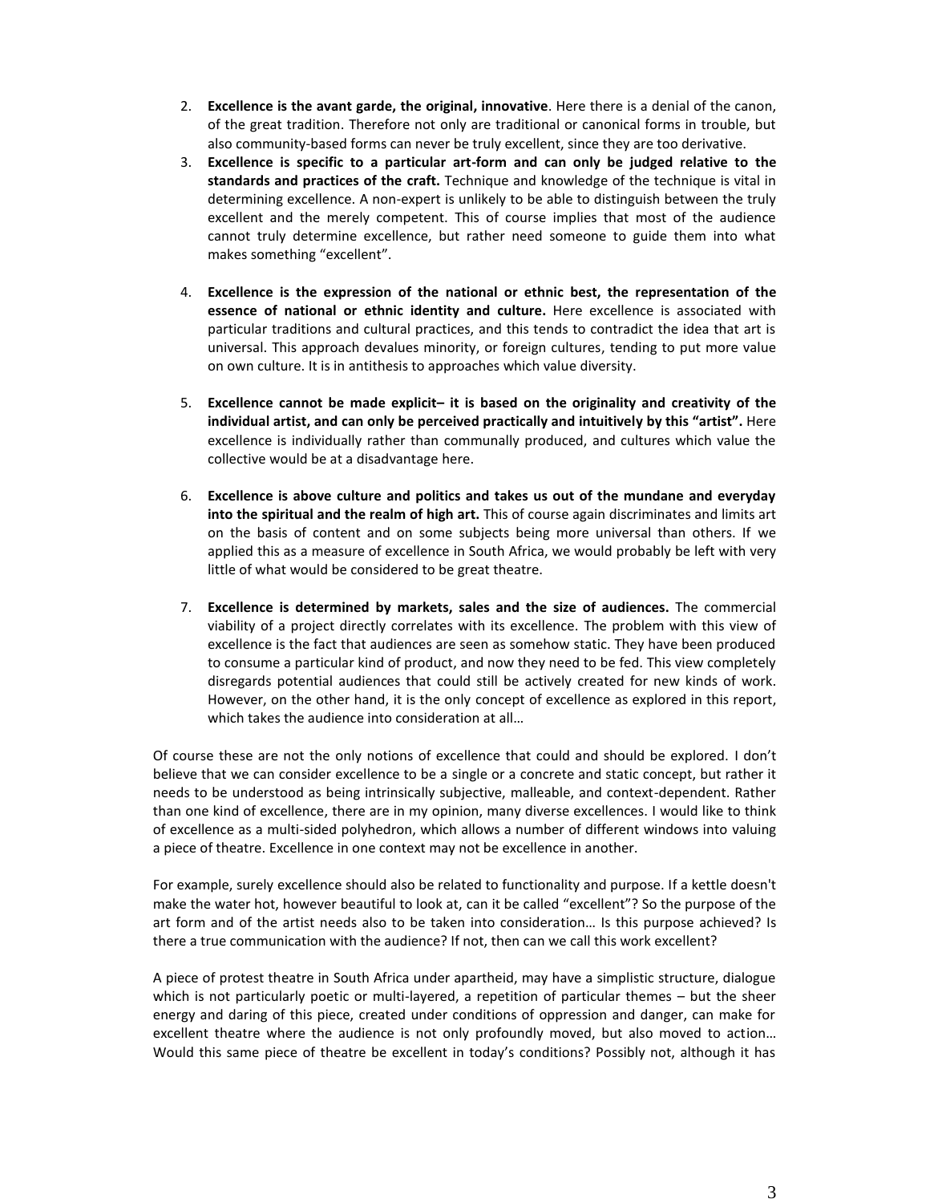2. **Excellence is the avant garde, the original, innovative**. Here there is a denial of the canon, of the great tradition. Therefore not only are traditional or canonical forms in trouble, but also community-based forms can never be truly excellent, since they are too derivative.
3. **Excellence is specific to a particular art-form and can only be judged relative to the standards and practices of the craft.** Technique and knowledge of the technique is vital in determining excellence. A non-expert is unlikely to be able to distinguish between the truly excellent and the merely competent. This of course implies that most of the audience cannot truly determine excellence, but rather need someone to guide them into what makes something "excellent".

4. **Excellence is the expression of the national or ethnic best, the representation of the essence of national or ethnic identity and culture.** Here excellence is associated with particular traditions and cultural practices, and this tends to contradict the idea that art is universal. This approach devalues minority, or foreign cultures, tending to put more value on own culture. It is in antithesis to approaches which value diversity.

5. **Excellence cannot be made explicit– it is based on the originality and creativity of the individual artist, and can only be perceived practically and intuitively by this "artist".** Here excellence is individually rather than communally produced, and cultures which value the collective would be at a disadvantage here.

6. **Excellence is above culture and politics and takes us out of the mundane and everyday into the spiritual and the realm of high art.** This of course again discriminates and limits art on the basis of content and on some subjects being more universal than others. If we applied this as a measure of excellence in South Africa, we would probably be left with very little of what would be considered to be great theatre.

7. **Excellence is determined by markets, sales and the size of audiences.** The commercial viability of a project directly correlates with its excellence. The problem with this view of excellence is the fact that audiences are seen as somehow static. They have been produced to consume a particular kind of product, and now they need to be fed. This view completely disregards potential audiences that could still be actively created for new kinds of work. However, on the other hand, it is the only concept of excellence as explored in this report, which takes the audience into consideration at all…

Of course these are not the only notions of excellence that could and should be explored. I don't believe that we can consider excellence to be a single or a concrete and static concept, but rather it needs to be understood as being intrinsically subjective, malleable, and context-dependent. Rather than one kind of excellence, there are in my opinion, many diverse excellences. I would like to think of excellence as a multi-sided polyhedron, which allows a number of different windows into valuing a piece of theatre. Excellence in one context may not be excellence in another.

For example, surely excellence should also be related to functionality and purpose. If a kettle doesn't make the water hot, however beautiful to look at, can it be called "excellent"? So the purpose of the art form and of the artist needs also to be taken into consideration… Is this purpose achieved? Is there a true communication with the audience? If not, then can we call this work excellent?

A piece of protest theatre in South Africa under apartheid, may have a simplistic structure, dialogue which is not particularly poetic or multi-layered, a repetition of particular themes – but the sheer energy and daring of this piece, created under conditions of oppression and danger, can make for excellent theatre where the audience is not only profoundly moved, but also moved to action… Would this same piece of theatre be excellent in today's conditions? Possibly not, although it has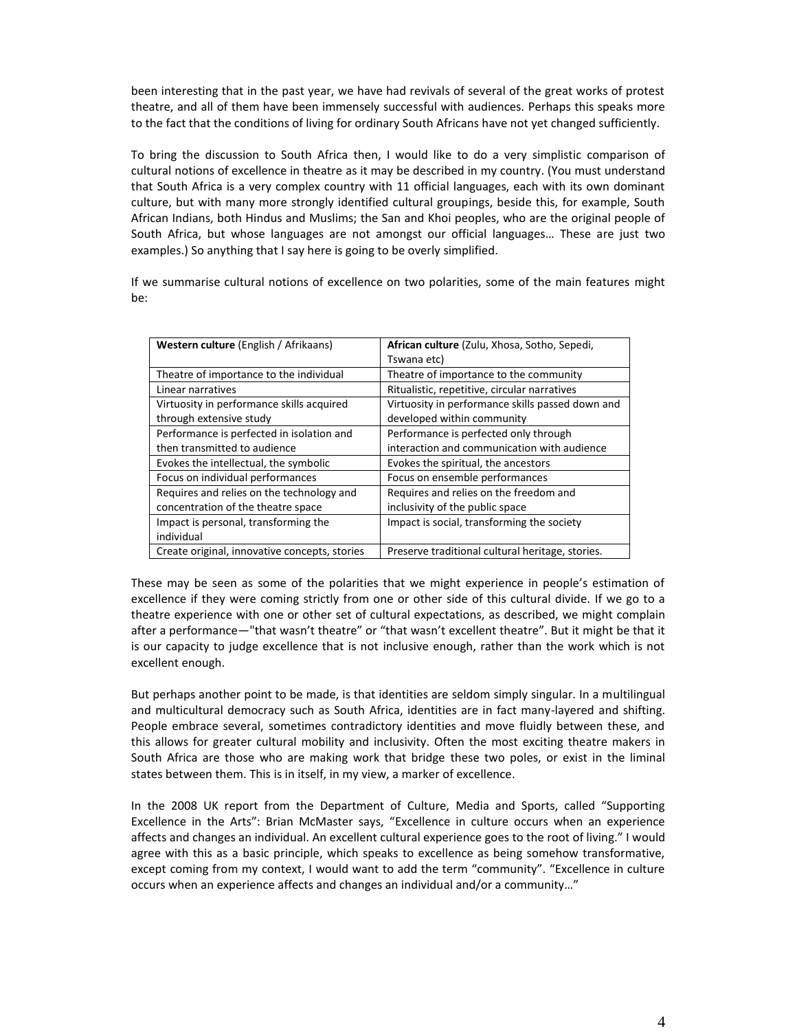been interesting that in the past year, we have had revivals of several of the great works of protest theatre, and all of them have been immensely successful with audiences. Perhaps this speaks more to the fact that the conditions of living for ordinary South Africans have not yet changed sufficiently.

To bring the discussion to South Africa then, I would like to do a very simplistic comparison of cultural notions of excellence in theatre as it may be described in my country. (You must understand that South Africa is a very complex country with 11 official languages, each with its own dominant culture, but with many more strongly identified cultural groupings, beside this, for example, South African Indians, both Hindus and Muslims; the San and Khoi peoples, who are the original people of South Africa, but whose languages are not amongst our official languages… These are just two examples.) So anything that I say here is going to be overly simplified.

If we summarise cultural notions of excellence on two polarities, some of the main features might be:

| **Western culture** (English / Afrikaans) | **African culture** (Zulu, Xhosa, Sotho, Sepedi, Tswana etc) |
|---|---|
| Theatre of importance to the individual | Theatre of importance to the community |
| Linear narratives | Ritualistic, repetitive, circular narratives |
| Virtuosity in performance skills acquired through extensive study | Virtuosity in performance skills passed down and developed within community |
| Performance is perfected in isolation and then transmitted to audience | Performance is perfected only through interaction and communication with audience |
| Evokes the intellectual, the symbolic | Evokes the spiritual, the ancestors |
| Focus on individual performances | Focus on ensemble performances |
| Requires and relies on the technology and concentration of the theatre space | Requires and relies on the freedom and inclusivity of the public space |
| Impact is personal, transforming the individual | Impact is social, transforming the society |
| Create original, innovative concepts, stories | Preserve traditional cultural heritage, stories. |

These may be seen as some of the polarities that we might experience in people's estimation of excellence if they were coming strictly from one or other side of this cultural divide. If we go to a theatre experience with one or other set of cultural expectations, as described, we might complain after a performance—"that wasn't theatre" or "that wasn't excellent theatre". But it might be that it is our capacity to judge excellence that is not inclusive enough, rather than the work which is not excellent enough.

But perhaps another point to be made, is that identities are seldom simply singular. In a multilingual and multicultural democracy such as South Africa, identities are in fact many-layered and shifting. People embrace several, sometimes contradictory identities and move fluidly between these, and this allows for greater cultural mobility and inclusivity. Often the most exciting theatre makers in South Africa are those who are making work that bridge these two poles, or exist in the liminal states between them. This is in itself, in my view, a marker of excellence.

In the 2008 UK report from the Department of Culture, Media and Sports, called "Supporting Excellence in the Arts": Brian McMaster says, "Excellence in culture occurs when an experience affects and changes an individual. An excellent cultural experience goes to the root of living." I would agree with this as a basic principle, which speaks to excellence as being somehow transformative, except coming from my context, I would want to add the term "community". "Excellence in culture occurs when an experience affects and changes an individual and/or a community…"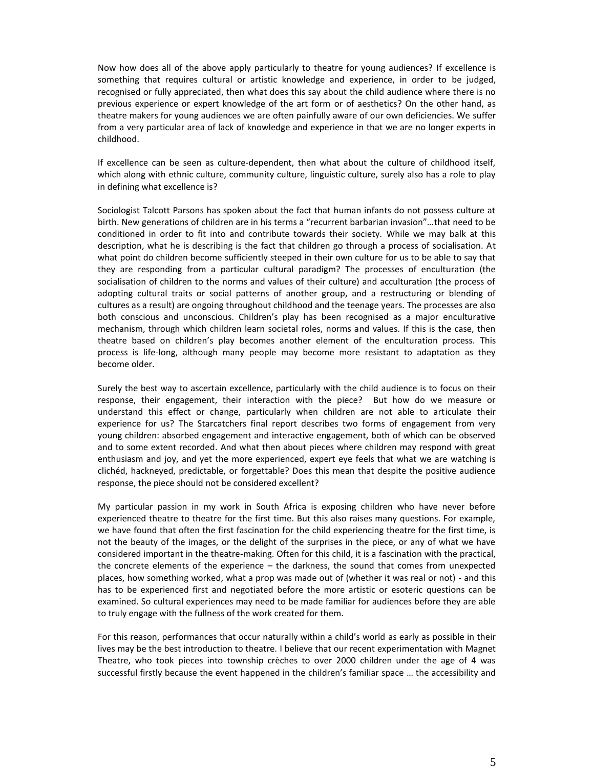Now how does all of the above apply particularly to theatre for young audiences? If excellence is something that requires cultural or artistic knowledge and experience, in order to be judged, recognised or fully appreciated, then what does this say about the child audience where there is no previous experience or expert knowledge of the art form or of aesthetics? On the other hand, as theatre makers for young audiences we are often painfully aware of our own deficiencies. We suffer from a very particular area of lack of knowledge and experience in that we are no longer experts in childhood.

If excellence can be seen as culture-dependent, then what about the culture of childhood itself, which along with ethnic culture, community culture, linguistic culture, surely also has a role to play in defining what excellence is?

Sociologist Talcott Parsons has spoken about the fact that human infants do not possess culture at birth. New generations of children are in his terms a "recurrent barbarian invasion"…that need to be conditioned in order to fit into and contribute towards their society. While we may balk at this description, what he is describing is the fact that children go through a process of socialisation. At what point do children become sufficiently steeped in their own culture for us to be able to say that they are responding from a particular cultural paradigm? The processes of enculturation (the socialisation of children to the norms and values of their culture) and acculturation (the process of adopting cultural traits or social patterns of another group, and a restructuring or blending of cultures as a result) are ongoing throughout childhood and the teenage years. The processes are also both conscious and unconscious. Children's play has been recognised as a major enculturative mechanism, through which children learn societal roles, norms and values. If this is the case, then theatre based on children's play becomes another element of the enculturation process. This process is life-long, although many people may become more resistant to adaptation as they become older.

Surely the best way to ascertain excellence, particularly with the child audience is to focus on their response, their engagement, their interaction with the piece? But how do we measure or understand this effect or change, particularly when children are not able to articulate their experience for us? The Starcatchers final report describes two forms of engagement from very young children: absorbed engagement and interactive engagement, both of which can be observed and to some extent recorded. And what then about pieces where children may respond with great enthusiasm and joy, and yet the more experienced, expert eye feels that what we are watching is clichéd, hackneyed, predictable, or forgettable? Does this mean that despite the positive audience response, the piece should not be considered excellent?

My particular passion in my work in South Africa is exposing children who have never before experienced theatre to theatre for the first time. But this also raises many questions. For example, we have found that often the first fascination for the child experiencing theatre for the first time, is not the beauty of the images, or the delight of the surprises in the piece, or any of what we have considered important in the theatre-making. Often for this child, it is a fascination with the practical, the concrete elements of the experience – the darkness, the sound that comes from unexpected places, how something worked, what a prop was made out of (whether it was real or not) - and this has to be experienced first and negotiated before the more artistic or esoteric questions can be examined. So cultural experiences may need to be made familiar for audiences before they are able to truly engage with the fullness of the work created for them.

For this reason, performances that occur naturally within a child's world as early as possible in their lives may be the best introduction to theatre. I believe that our recent experimentation with Magnet Theatre, who took pieces into township crèches to over 2000 children under the age of 4 was successful firstly because the event happened in the children's familiar space … the accessibility and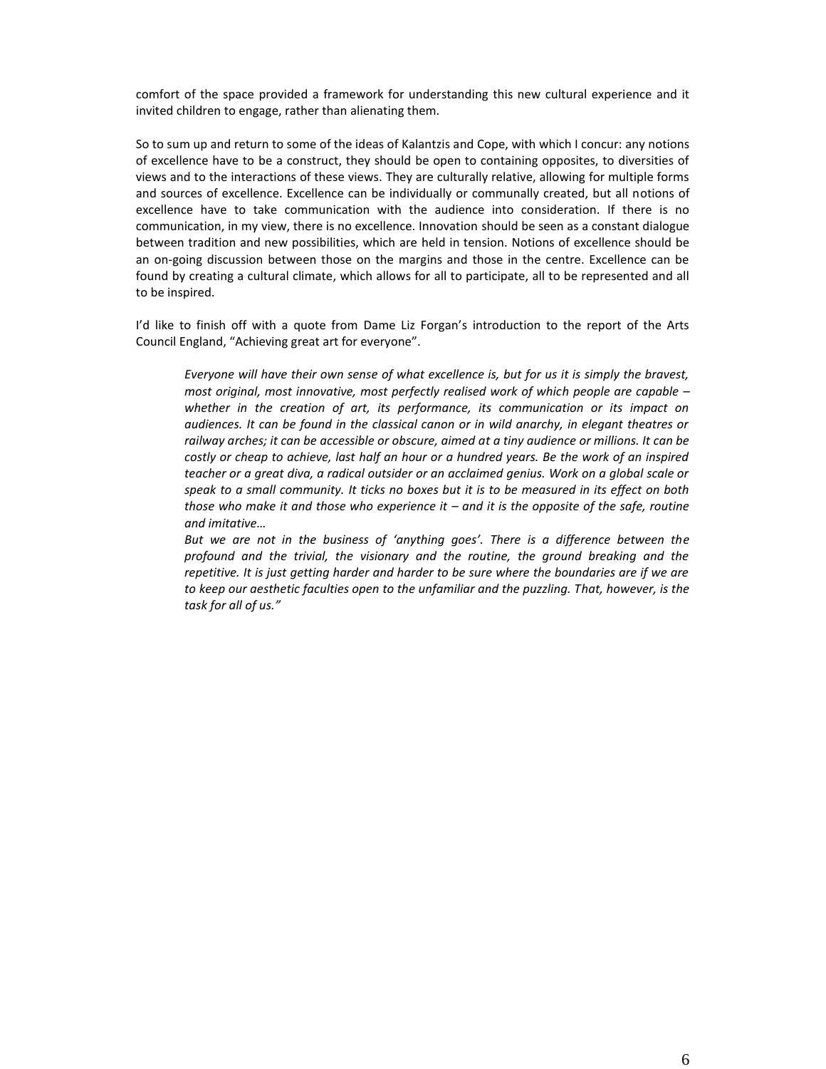comfort of the space provided a framework for understanding this new cultural experience and it invited children to engage, rather than alienating them.

So to sum up and return to some of the ideas of Kalantzis and Cope, with which I concur: any notions of excellence have to be a construct, they should be open to containing opposites, to diversities of views and to the interactions of these views. They are culturally relative, allowing for multiple forms and sources of excellence. Excellence can be individually or communally created, but all notions of excellence have to take communication with the audience into consideration. If there is no communication, in my view, there is no excellence. Innovation should be seen as a constant dialogue between tradition and new possibilities, which are held in tension. Notions of excellence should be an on-going discussion between those on the margins and those in the centre. Excellence can be found by creating a cultural climate, which allows for all to participate, all to be represented and all to be inspired.

I'd like to finish off with a quote from Dame Liz Forgan's introduction to the report of the Arts Council England, "Achieving great art for everyone".

> *Everyone will have their own sense of what excellence is, but for us it is simply the bravest, most original, most innovative, most perfectly realised work of which people are capable – whether in the creation of art, its performance, its communication or its impact on audiences. It can be found in the classical canon or in wild anarchy, in elegant theatres or railway arches; it can be accessible or obscure, aimed at a tiny audience or millions. It can be costly or cheap to achieve, last half an hour or a hundred years. Be the work of an inspired teacher or a great diva, a radical outsider or an acclaimed genius. Work on a global scale or speak to a small community. It ticks no boxes but it is to be measured in its effect on both those who make it and those who experience it – and it is the opposite of the safe, routine and imitative…*
>
> *But we are not in the business of 'anything goes'. There is a difference between the profound and the trivial, the visionary and the routine, the ground breaking and the repetitive. It is just getting harder and harder to be sure where the boundaries are if we are to keep our aesthetic faculties open to the unfamiliar and the puzzling. That, however, is the task for all of us."*